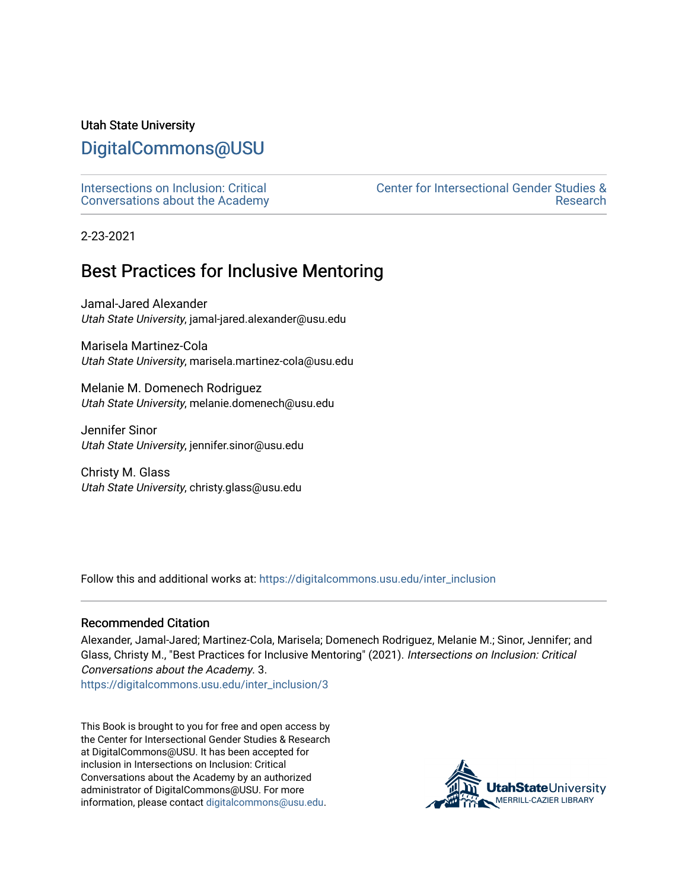Utah State University

DigitalCommons@USU

Intersections on Inclusion: Critical Conversations about the Academy

Center for Intersectional Gender Studies & Research

2-23-2021

# Best Practices for Inclusive Mentoring

Jamal-Jared Alexander
*Utah State University*, jamal-jared.alexander@usu.edu

Marisela Martinez-Cola
*Utah State University*, marisela.martinez-cola@usu.edu

Melanie M. Domenech Rodriguez
*Utah State University*, melanie.domenech@usu.edu

Jennifer Sinor
*Utah State University*, jennifer.sinor@usu.edu

Christy M. Glass
*Utah State University*, christy.glass@usu.edu

Follow this and additional works at: https://digitalcommons.usu.edu/inter_inclusion

## Recommended Citation

Alexander, Jamal-Jared; Martinez-Cola, Marisela; Domenech Rodriguez, Melanie M.; Sinor, Jennifer; and Glass, Christy M., "Best Practices for Inclusive Mentoring" (2021). *Intersections on Inclusion: Critical Conversations about the Academy.* 3.
https://digitalcommons.usu.edu/inter_inclusion/3

This Book is brought to you for free and open access by the Center for Intersectional Gender Studies & Research at DigitalCommons@USU. It has been accepted for inclusion in Intersections on Inclusion: Critical Conversations about the Academy by an authorized administrator of DigitalCommons@USU. For more information, please contact digitalcommons@usu.edu.

UtahStateUniversity
MERRILL-CAZIER LIBRARY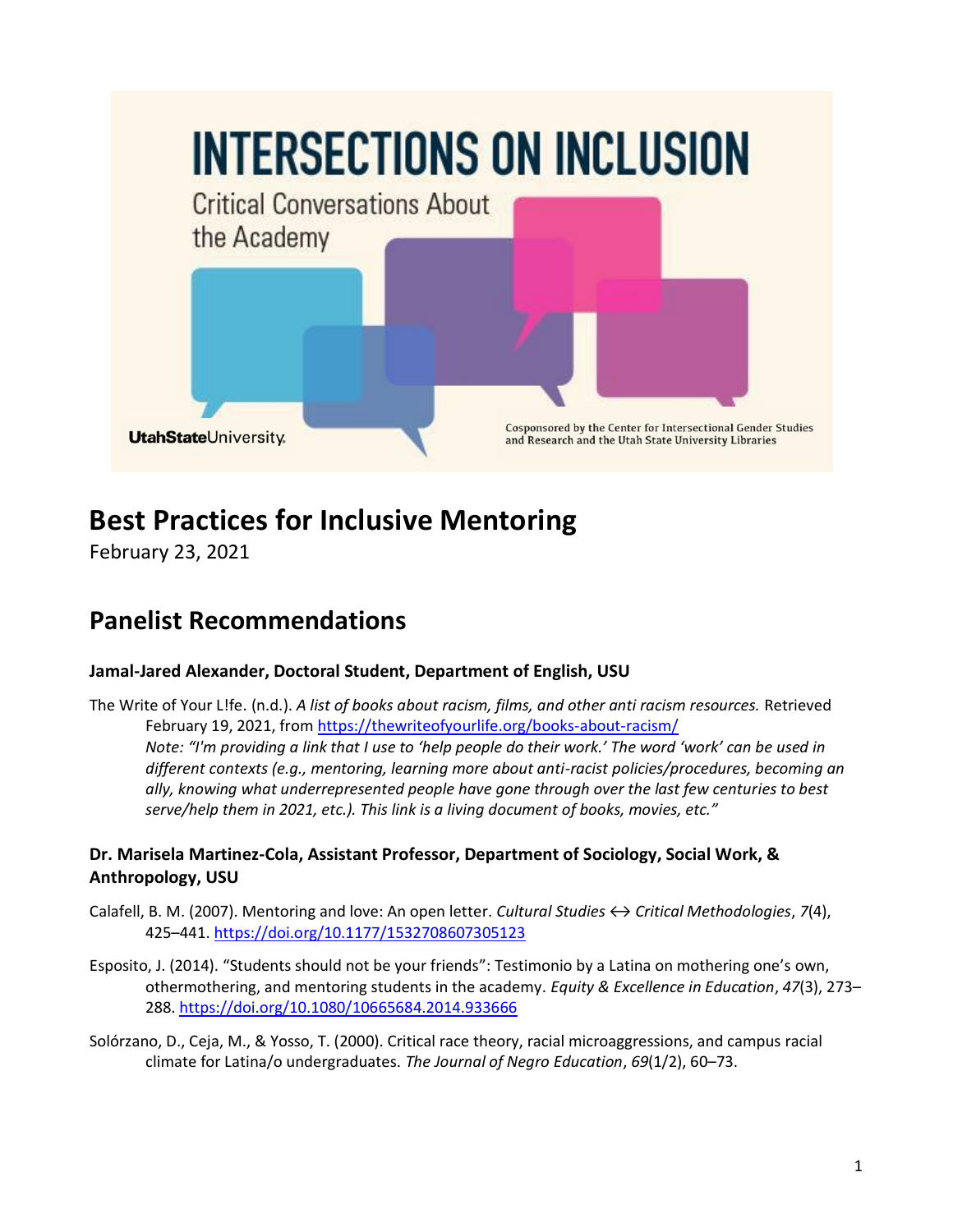INTERSECTIONS ON INCLUSION

Critical Conversations About the Academy

UtahStateUniversity

Cosponsored by the Center for Intersectional Gender Studies and Research and the Utah State University Libraries

# Best Practices for Inclusive Mentoring

February 23, 2021

## Panelist Recommendations

### Jamal-Jared Alexander, Doctoral Student, Department of English, USU

The Write of Your L!fe. (n.d.). *A list of books about racism, films, and other anti racism resources.* Retrieved February 19, 2021, from https://thewriteofyourlife.org/books-about-racism/
*Note: "I'm providing a link that I use to 'help people do their work.' The word 'work' can be used in different contexts (e.g., mentoring, learning more about anti-racist policies/procedures, becoming an ally, knowing what underrepresented people have gone through over the last few centuries to best serve/help them in 2021, etc.). This link is a living document of books, movies, etc."*

### Dr. Marisela Martinez-Cola, Assistant Professor, Department of Sociology, Social Work, & Anthropology, USU

Calafell, B. M. (2007). Mentoring and love: An open letter. *Cultural Studies ↔ Critical Methodologies*, *7*(4), 425–441. https://doi.org/10.1177/1532708607305123

Esposito, J. (2014). "Students should not be your friends": Testimonio by a Latina on mothering one's own, othermothering, and mentoring students in the academy. *Equity & Excellence in Education*, *47*(3), 273–288. https://doi.org/10.1080/10665684.2014.933666

Solórzano, D., Ceja, M., & Yosso, T. (2000). Critical race theory, racial microaggressions, and campus racial climate for Latina/o undergraduates. *The Journal of Negro Education*, *69*(1/2), 60–73.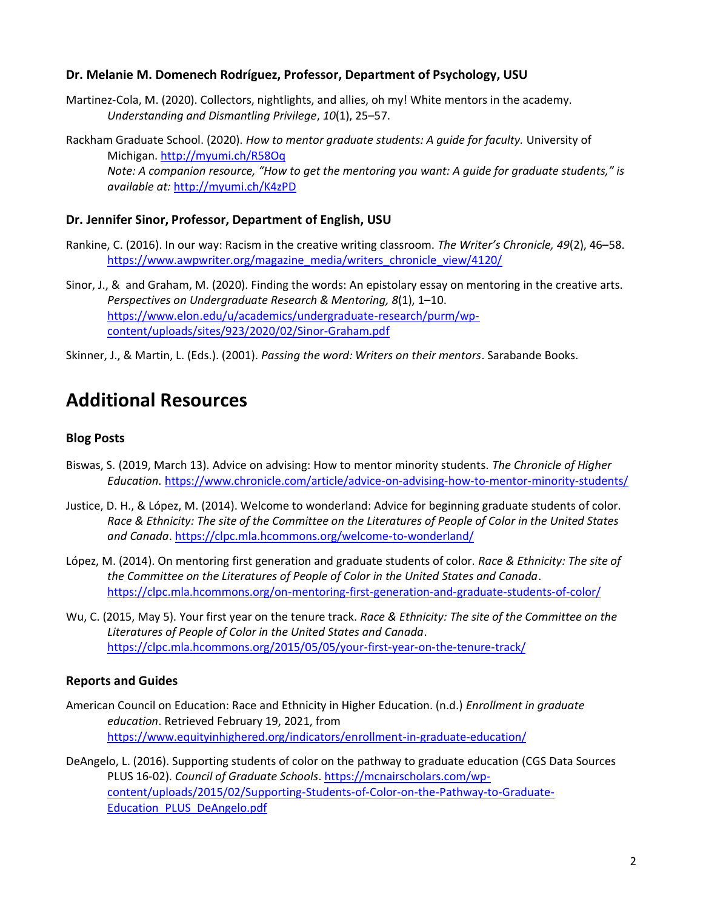### Dr. Melanie M. Domenech Rodríguez, Professor, Department of Psychology, USU

Martinez-Cola, M. (2020). Collectors, nightlights, and allies, oh my! White mentors in the academy. *Understanding and Dismantling Privilege*, *10*(1), 25–57.

Rackham Graduate School. (2020). *How to mentor graduate students: A guide for faculty.* University of Michigan. http://myumi.ch/R58Oq
*Note: A companion resource, "How to get the mentoring you want: A guide for graduate students," is available at:* http://myumi.ch/K4zPD

### Dr. Jennifer Sinor, Professor, Department of English, USU

Rankine, C. (2016). In our way: Racism in the creative writing classroom. *The Writer's Chronicle, 49*(2), 46–58. https://www.awpwriter.org/magazine_media/writers_chronicle_view/4120/

Sinor, J., & and Graham, M. (2020). Finding the words: An epistolary essay on mentoring in the creative arts. *Perspectives on Undergraduate Research & Mentoring, 8*(1), 1–10. https://www.elon.edu/u/academics/undergraduate-research/purm/wp-content/uploads/sites/923/2020/02/Sinor-Graham.pdf

Skinner, J., & Martin, L. (Eds.). (2001). *Passing the word: Writers on their mentors*. Sarabande Books.

## Additional Resources

### Blog Posts

Biswas, S. (2019, March 13). Advice on advising: How to mentor minority students. *The Chronicle of Higher Education.* https://www.chronicle.com/article/advice-on-advising-how-to-mentor-minority-students/

Justice, D. H., & López, M. (2014). Welcome to wonderland: Advice for beginning graduate students of color. *Race & Ethnicity: The site of the Committee on the Literatures of People of Color in the United States and Canada*. https://clpc.mla.hcommons.org/welcome-to-wonderland/

López, M. (2014). On mentoring first generation and graduate students of color. *Race & Ethnicity: The site of the Committee on the Literatures of People of Color in the United States and Canada*. https://clpc.mla.hcommons.org/on-mentoring-first-generation-and-graduate-students-of-color/

Wu, C. (2015, May 5). Your first year on the tenure track. *Race & Ethnicity: The site of the Committee on the Literatures of People of Color in the United States and Canada*. https://clpc.mla.hcommons.org/2015/05/05/your-first-year-on-the-tenure-track/

### Reports and Guides

American Council on Education: Race and Ethnicity in Higher Education. (n.d.) *Enrollment in graduate education*. Retrieved February 19, 2021, from https://www.equityinhighered.org/indicators/enrollment-in-graduate-education/

DeAngelo, L. (2016). Supporting students of color on the pathway to graduate education (CGS Data Sources PLUS 16-02). *Council of Graduate Schools*. https://mcnairscholars.com/wp-content/uploads/2015/02/Supporting-Students-of-Color-on-the-Pathway-to-Graduate-Education_PLUS_DeAngelo.pdf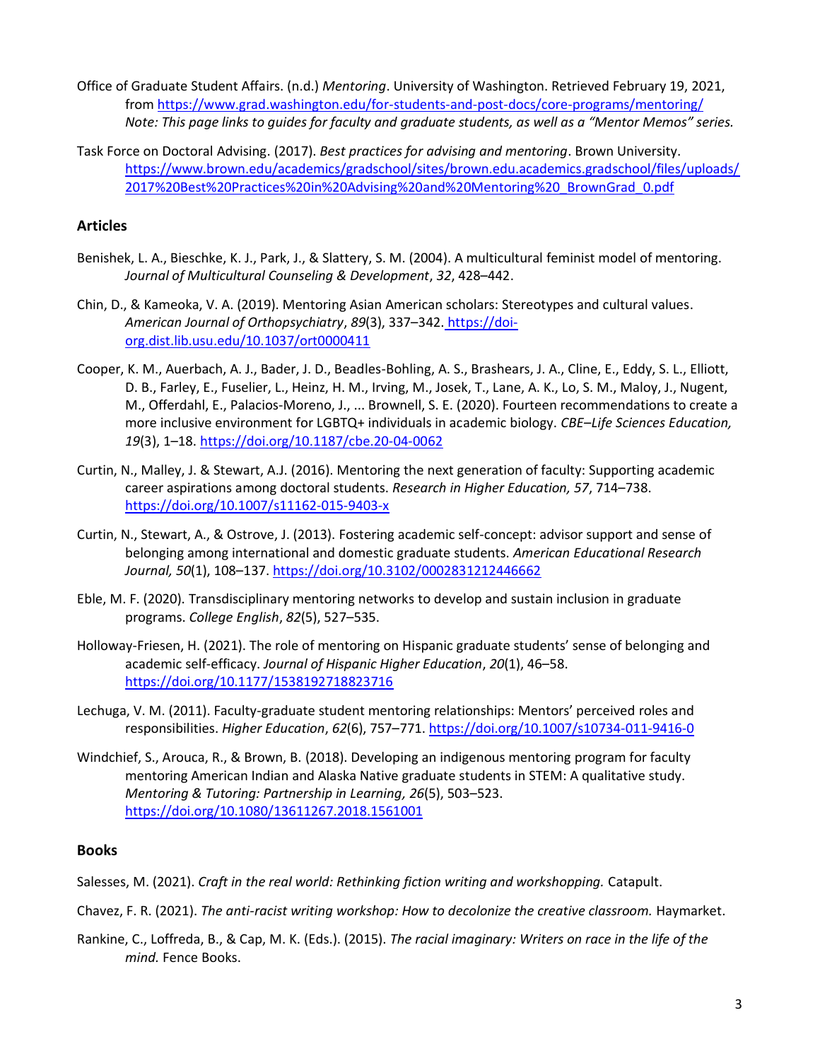Office of Graduate Student Affairs. (n.d.) *Mentoring*. University of Washington. Retrieved February 19, 2021, from https://www.grad.washington.edu/for-students-and-post-docs/core-programs/mentoring/ *Note: This page links to guides for faculty and graduate students, as well as a "Mentor Memos" series.*

Task Force on Doctoral Advising. (2017). *Best practices for advising and mentoring*. Brown University. https://www.brown.edu/academics/gradschool/sites/brown.edu.academics.gradschool/files/uploads/2017%20Best%20Practices%20in%20Advising%20and%20Mentoring%20_BrownGrad_0.pdf

## Articles

Benishek, L. A., Bieschke, K. J., Park, J., & Slattery, S. M. (2004). A multicultural feminist model of mentoring. *Journal of Multicultural Counseling & Development*, *32*, 428–442.

Chin, D., & Kameoka, V. A. (2019). Mentoring Asian American scholars: Stereotypes and cultural values. *American Journal of Orthopsychiatry*, *89*(3), 337–342. https://doi-org.dist.lib.usu.edu/10.1037/ort0000411

Cooper, K. M., Auerbach, A. J., Bader, J. D., Beadles-Bohling, A. S., Brashears, J. A., Cline, E., Eddy, S. L., Elliott, D. B., Farley, E., Fuselier, L., Heinz, H. M., Irving, M., Josek, T., Lane, A. K., Lo, S. M., Maloy, J., Nugent, M., Offerdahl, E., Palacios-Moreno, J., ... Brownell, S. E. (2020). Fourteen recommendations to create a more inclusive environment for LGBTQ+ individuals in academic biology. *CBE–Life Sciences Education, 19*(3), 1–18. https://doi.org/10.1187/cbe.20-04-0062

Curtin, N., Malley, J. & Stewart, A.J. (2016). Mentoring the next generation of faculty: Supporting academic career aspirations among doctoral students. *Research in Higher Education, 57*, 714–738. https://doi.org/10.1007/s11162-015-9403-x

Curtin, N., Stewart, A., & Ostrove, J. (2013). Fostering academic self-concept: advisor support and sense of belonging among international and domestic graduate students. *American Educational Research Journal, 50*(1), 108–137. https://doi.org/10.3102/0002831212446662

Eble, M. F. (2020). Transdisciplinary mentoring networks to develop and sustain inclusion in graduate programs. *College English*, *82*(5), 527–535.

Holloway-Friesen, H. (2021). The role of mentoring on Hispanic graduate students' sense of belonging and academic self-efficacy. *Journal of Hispanic Higher Education*, *20*(1), 46–58. https://doi.org/10.1177/1538192718823716

Lechuga, V. M. (2011). Faculty-graduate student mentoring relationships: Mentors' perceived roles and responsibilities. *Higher Education*, *62*(6), 757–771. https://doi.org/10.1007/s10734-011-9416-0

Windchief, S., Arouca, R., & Brown, B. (2018). Developing an indigenous mentoring program for faculty mentoring American Indian and Alaska Native graduate students in STEM: A qualitative study. *Mentoring & Tutoring: Partnership in Learning, 26*(5), 503–523. https://doi.org/10.1080/13611267.2018.1561001

## Books

Salesses, M. (2021). *Craft in the real world: Rethinking fiction writing and workshopping.* Catapult.

Chavez, F. R. (2021). *The anti-racist writing workshop: How to decolonize the creative classroom.* Haymarket.

Rankine, C., Loffreda, B., & Cap, M. K. (Eds.). (2015). *The racial imaginary: Writers on race in the life of the mind.* Fence Books.